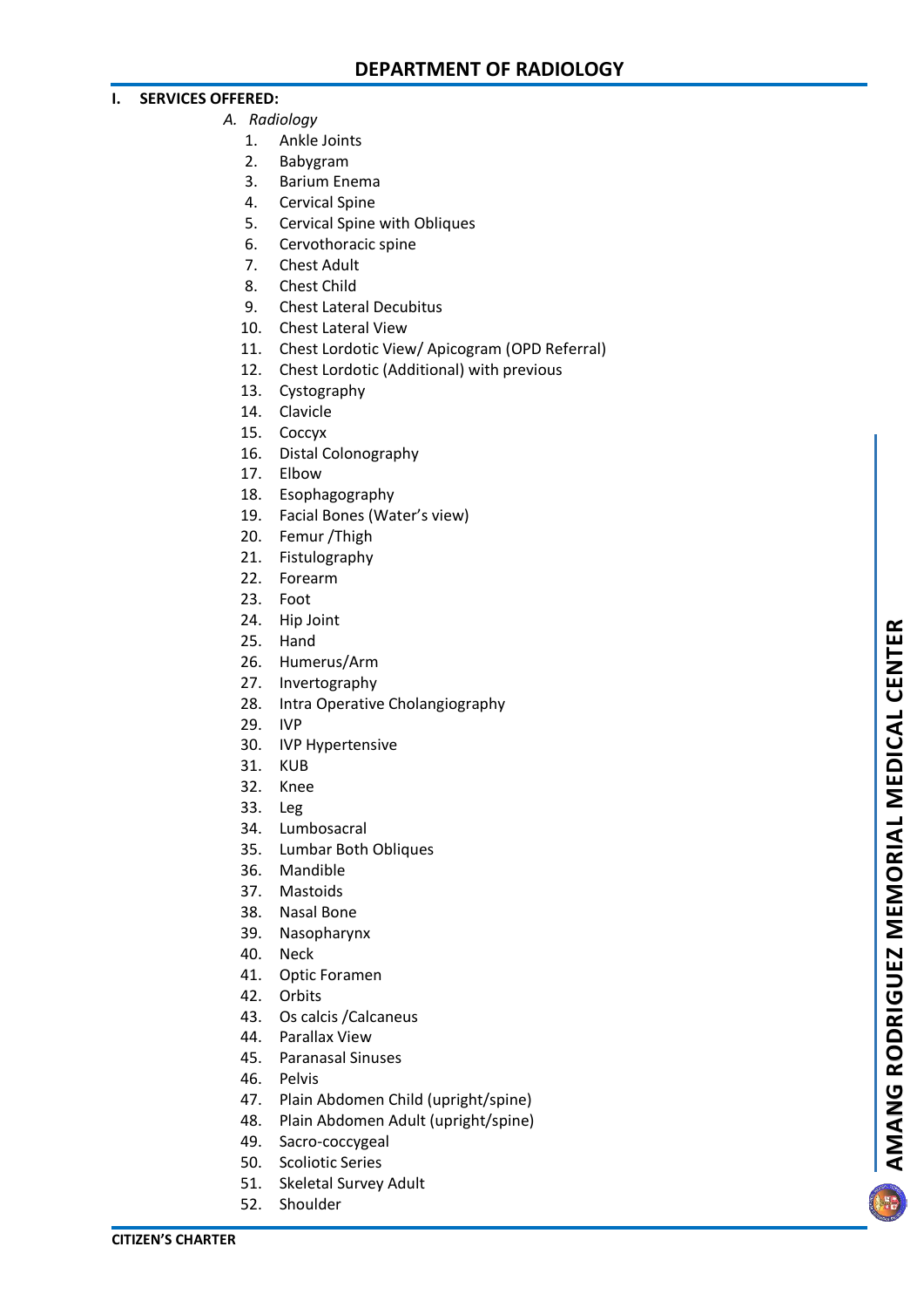# DEPARTMENT OF RADIOLOGY

## I. SERVICES OFFERED:

### *A. Radiology*

1. Ankle Joints
2. Babygram
3. Barium Enema
4. Cervical Spine
5. Cervical Spine with Obliques
6. Cervothoracic spine
7. Chest Adult
8. Chest Child
9. Chest Lateral Decubitus
10. Chest Lateral View
11. Chest Lordotic View/ Apicogram (OPD Referral)
12. Chest Lordotic (Additional) with previous
13. Cystography
14. Clavicle
15. Coccyx
16. Distal Colonography
17. Elbow
18. Esophagography
19. Facial Bones (Water's view)
20. Femur /Thigh
21. Fistulography
22. Forearm
23. Foot
24. Hip Joint
25. Hand
26. Humerus/Arm
27. Invertography
28. Intra Operative Cholangiography
29. IVP
30. IVP Hypertensive
31. KUB
32. Knee
33. Leg
34. Lumbosacral
35. Lumbar Both Obliques
36. Mandible
37. Mastoids
38. Nasal Bone
39. Nasopharynx
40. Neck
41. Optic Foramen
42. Orbits
43. Os calcis /Calcaneus
44. Parallax View
45. Paranasal Sinuses
46. Pelvis
47. Plain Abdomen Child (upright/spine)
48. Plain Abdomen Adult (upright/spine)
49. Sacro-coccygeal
50. Scoliotic Series
51. Skeletal Survey Adult
52. Shoulder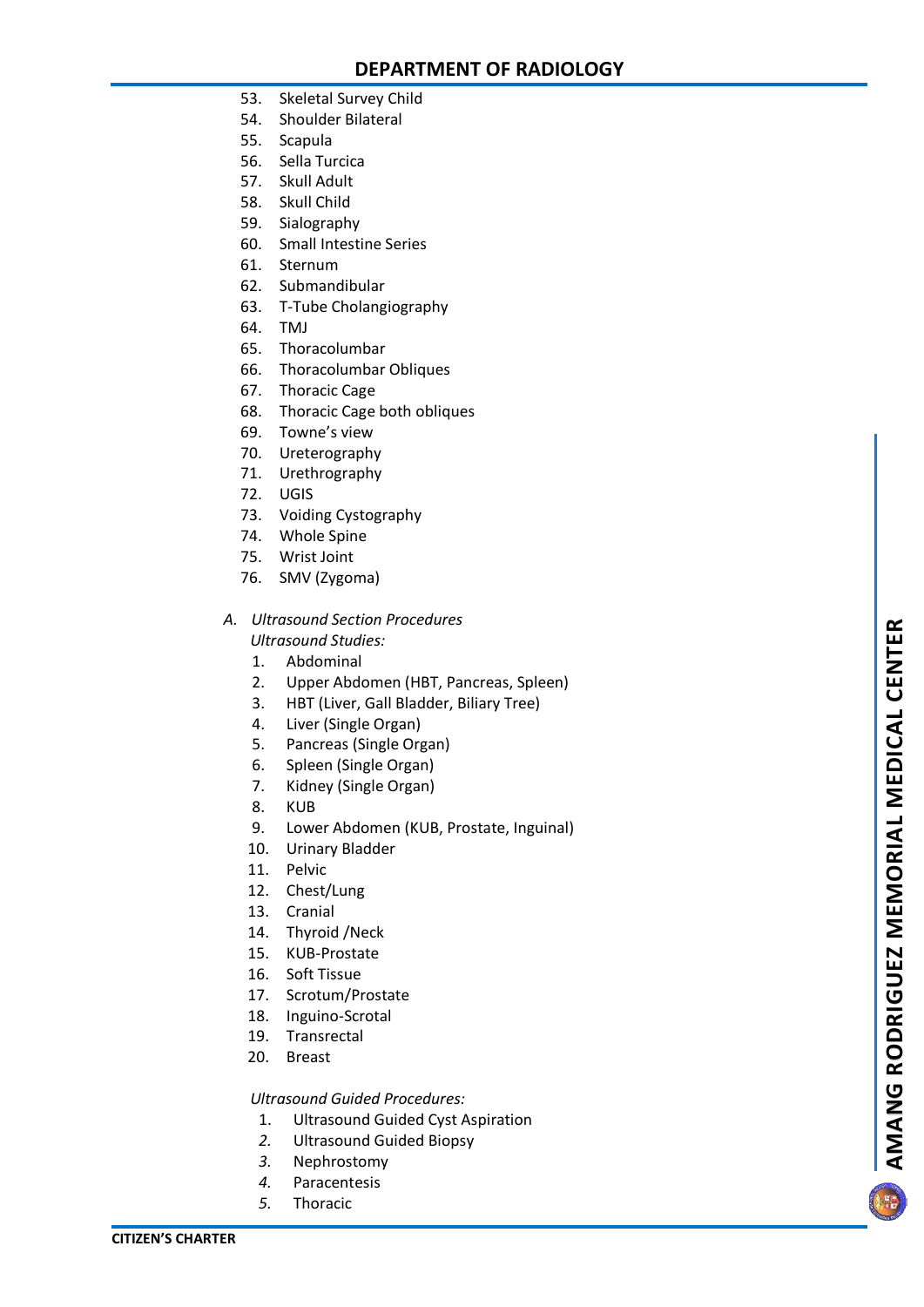53. Skeletal Survey Child
54. Shoulder Bilateral
55. Scapula
56. Sella Turcica
57. Skull Adult
58. Skull Child
59. Sialography
60. Small Intestine Series
61. Sternum
62. Submandibular
63. T-Tube Cholangiography
64. TMJ
65. Thoracolumbar
66. Thoracolumbar Obliques
67. Thoracic Cage
68. Thoracic Cage both obliques
69. Towne's view
70. Ureterography
71. Urethrography
72. UGIS
73. Voiding Cystography
74. Whole Spine
75. Wrist Joint
76. SMV (Zygoma)

A. *Ultrasound Section Procedures*

*Ultrasound Studies:*

1. Abdominal
2. Upper Abdomen (HBT, Pancreas, Spleen)
3. HBT (Liver, Gall Bladder, Biliary Tree)
4. Liver (Single Organ)
5. Pancreas (Single Organ)
6. Spleen (Single Organ)
7. Kidney (Single Organ)
8. KUB
9. Lower Abdomen (KUB, Prostate, Inguinal)
10. Urinary Bladder
11. Pelvic
12. Chest/Lung
13. Cranial
14. Thyroid /Neck
15. KUB-Prostate
16. Soft Tissue
17. Scrotum/Prostate
18. Inguino-Scrotal
19. Transrectal
20. Breast

*Ultrasound Guided Procedures:*

1. Ultrasound Guided Cyst Aspiration
2. Ultrasound Guided Biopsy
3. Nephrostomy
4. Paracentesis
5. Thoracic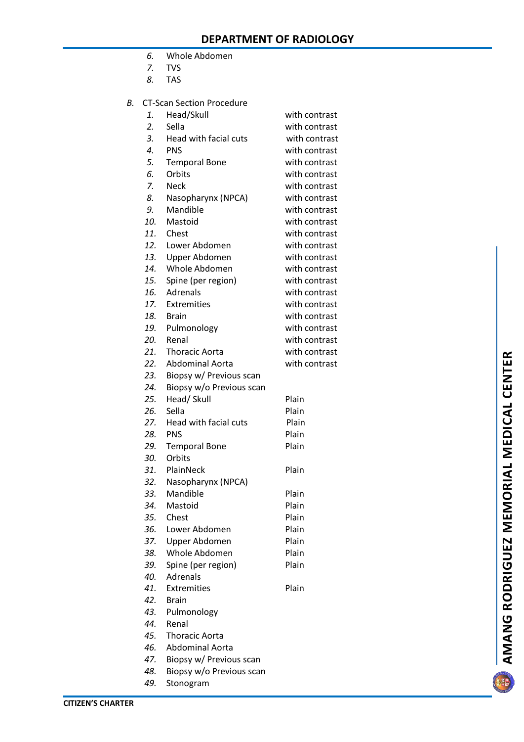6. Whole Abdomen
7. TVS
8. TAS

B. CT-Scan Section Procedure

| | Procedure | |
|---|---|---|
| 1. | Head/Skull | with contrast |
| 2. | Sella | with contrast |
| 3. | Head with facial cuts | with contrast |
| 4. | PNS | with contrast |
| 5. | Temporal Bone | with contrast |
| 6. | Orbits | with contrast |
| 7. | Neck | with contrast |
| 8. | Nasopharynx (NPCA) | with contrast |
| 9. | Mandible | with contrast |
| 10. | Mastoid | with contrast |
| 11. | Chest | with contrast |
| 12. | Lower Abdomen | with contrast |
| 13. | Upper Abdomen | with contrast |
| 14. | Whole Abdomen | with contrast |
| 15. | Spine (per region) | with contrast |
| 16. | Adrenals | with contrast |
| 17. | Extremities | with contrast |
| 18. | Brain | with contrast |
| 19. | Pulmonology | with contrast |
| 20. | Renal | with contrast |
| 21. | Thoracic Aorta | with contrast |
| 22. | Abdominal Aorta | with contrast |
| 23. | Biopsy w/ Previous scan | |
| 24. | Biopsy w/o Previous scan | |
| 25. | Head/ Skull | Plain |
| 26. | Sella | Plain |
| 27. | Head with facial cuts | Plain |
| 28. | PNS | Plain |
| 29. | Temporal Bone | Plain |
| 30. | Orbits | |
| 31. | PlainNeck | Plain |
| 32. | Nasopharynx (NPCA) | |
| 33. | Mandible | Plain |
| 34. | Mastoid | Plain |
| 35. | Chest | Plain |
| 36. | Lower Abdomen | Plain |
| 37. | Upper Abdomen | Plain |
| 38. | Whole Abdomen | Plain |
| 39. | Spine (per region) | Plain |
| 40. | Adrenals | |
| 41. | Extremities | Plain |
| 42. | Brain | |
| 43. | Pulmonology | |
| 44. | Renal | |
| 45. | Thoracic Aorta | |
| 46. | Abdominal Aorta | |
| 47. | Biopsy w/ Previous scan | |
| 48. | Biopsy w/o Previous scan | |
| 49. | Stonogram | |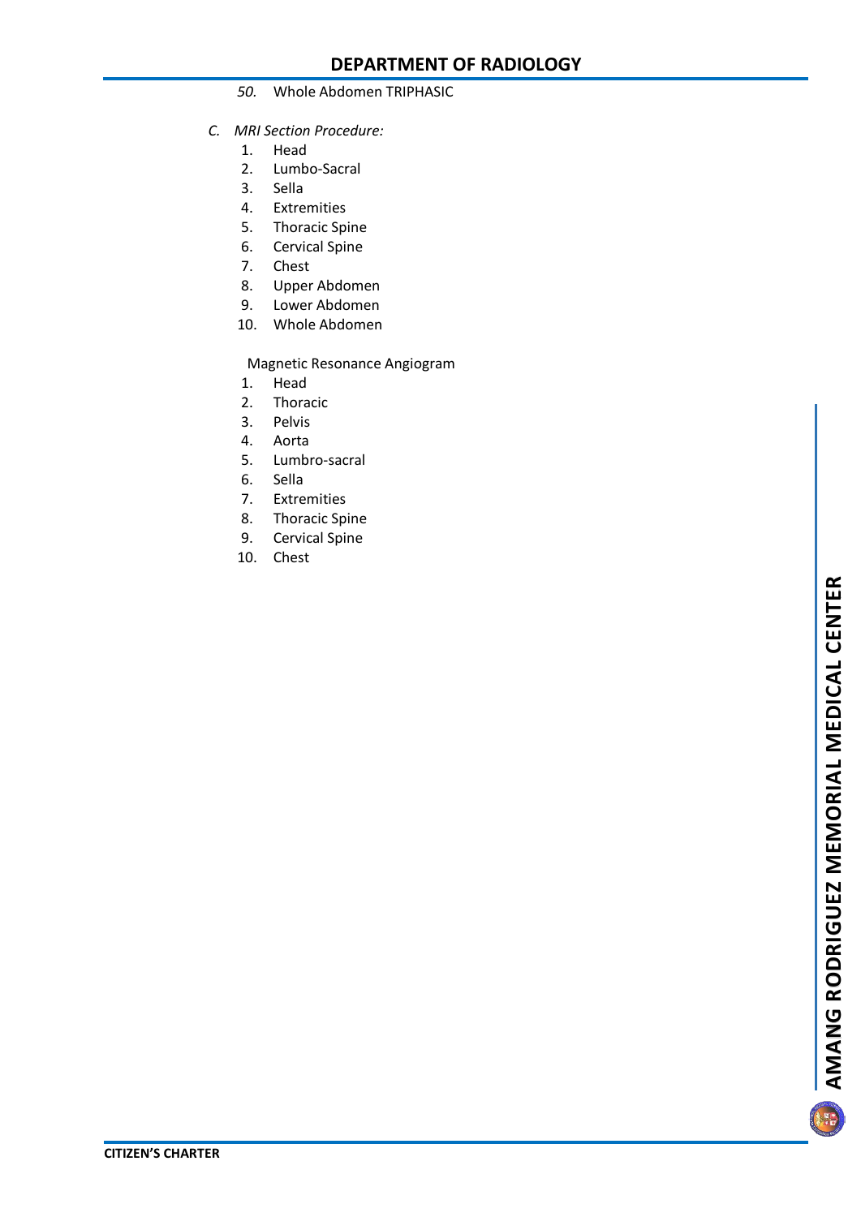50. Whole Abdomen TRIPHASIC

*C. MRI Section Procedure:*

1. Head
2. Lumbo-Sacral
3. Sella
4. Extremities
5. Thoracic Spine
6. Cervical Spine
7. Chest
8. Upper Abdomen
9. Lower Abdomen
10. Whole Abdomen

Magnetic Resonance Angiogram

1. Head
2. Thoracic
3. Pelvis
4. Aorta
5. Lumbro-sacral
6. Sella
7. Extremities
8. Thoracic Spine
9. Cervical Spine
10. Chest